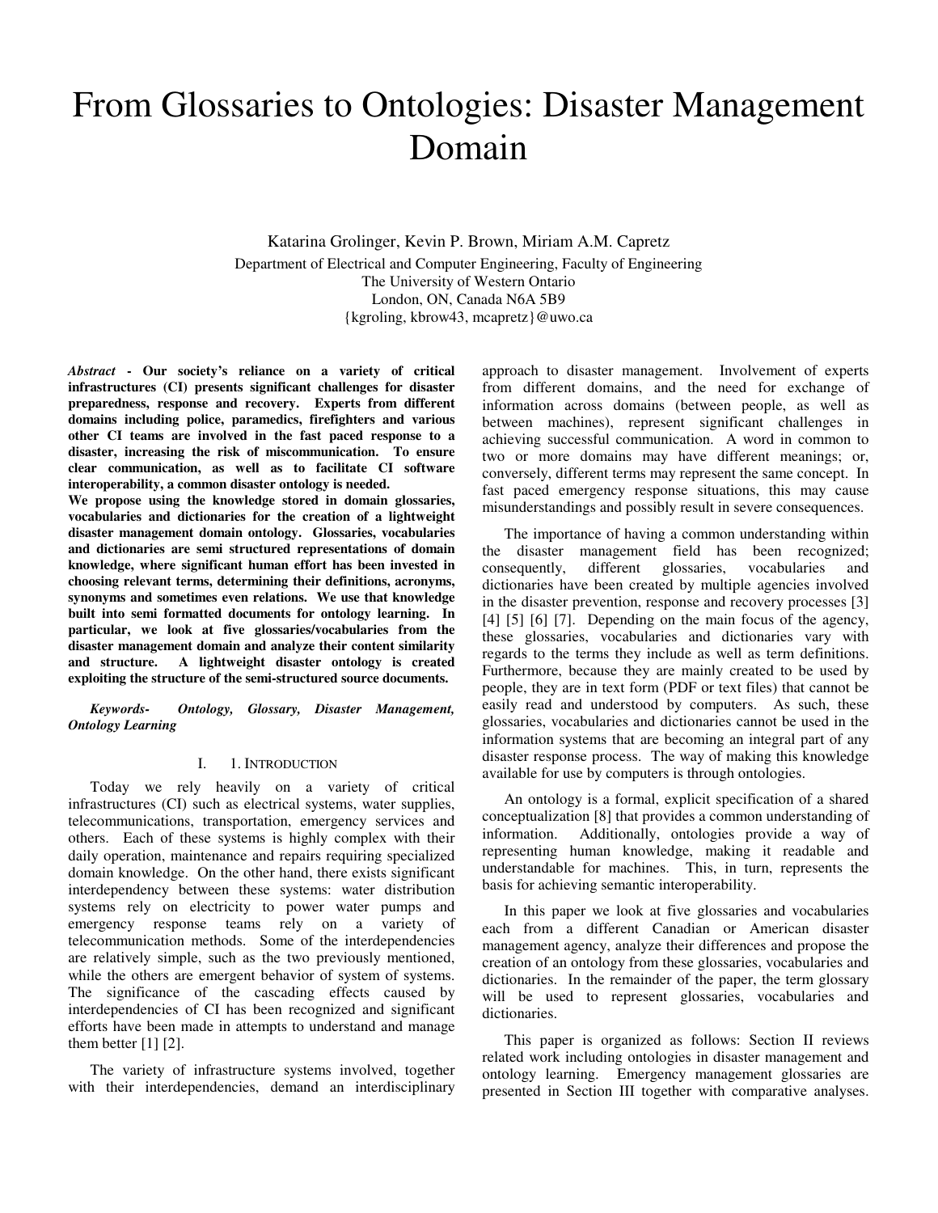# From Glossaries to Ontologies: Disaster Management Domain

Katarina Grolinger, Kevin P. Brown, Miriam A.M. Capretz

Department of Electrical and Computer Engineering, Faculty of Engineering
The University of Western Ontario
London, ON, Canada N6A 5B9
{kgroling, kbrow43, mcapretz}@uwo.ca

***Abstract* - Our society's reliance on a variety of critical infrastructures (CI) presents significant challenges for disaster preparedness, response and recovery. Experts from different domains including police, paramedics, firefighters and various other CI teams are involved in the fast paced response to a disaster, increasing the risk of miscommunication. To ensure clear communication, as well as to facilitate CI software interoperability, a common disaster ontology is needed.**

**We propose using the knowledge stored in domain glossaries, vocabularies and dictionaries for the creation of a lightweight disaster management domain ontology. Glossaries, vocabularies and dictionaries are semi structured representations of domain knowledge, where significant human effort has been invested in choosing relevant terms, determining their definitions, acronyms, synonyms and sometimes even relations. We use that knowledge built into semi formatted documents for ontology learning. In particular, we look at five glossaries/vocabularies from the disaster management domain and analyze their content similarity and structure. A lightweight disaster ontology is created exploiting the structure of the semi-structured source documents.**

***Keywords- Ontology, Glossary, Disaster Management, Ontology Learning***

## I. 1. Introduction

Today we rely heavily on a variety of critical infrastructures (CI) such as electrical systems, water supplies, telecommunications, transportation, emergency services and others. Each of these systems is highly complex with their daily operation, maintenance and repairs requiring specialized domain knowledge. On the other hand, there exists significant interdependency between these systems: water distribution systems rely on electricity to power water pumps and emergency response teams rely on a variety of telecommunication methods. Some of the interdependencies are relatively simple, such as the two previously mentioned, while the others are emergent behavior of system of systems. The significance of the cascading effects caused by interdependencies of CI has been recognized and significant efforts have been made in attempts to understand and manage them better [1] [2].

The variety of infrastructure systems involved, together with their interdependencies, demand an interdisciplinary approach to disaster management. Involvement of experts from different domains, and the need for exchange of information across domains (between people, as well as between machines), represent significant challenges in achieving successful communication. A word in common to two or more domains may have different meanings; or, conversely, different terms may represent the same concept. In fast paced emergency response situations, this may cause misunderstandings and possibly result in severe consequences.

The importance of having a common understanding within the disaster management field has been recognized; consequently, different glossaries, vocabularies and dictionaries have been created by multiple agencies involved in the disaster prevention, response and recovery processes [3] [4] [5] [6] [7]. Depending on the main focus of the agency, these glossaries, vocabularies and dictionaries vary with regards to the terms they include as well as term definitions. Furthermore, because they are mainly created to be used by people, they are in text form (PDF or text files) that cannot be easily read and understood by computers. As such, these glossaries, vocabularies and dictionaries cannot be used in the information systems that are becoming an integral part of any disaster response process. The way of making this knowledge available for use by computers is through ontologies.

An ontology is a formal, explicit specification of a shared conceptualization [8] that provides a common understanding of information. Additionally, ontologies provide a way of representing human knowledge, making it readable and understandable for machines. This, in turn, represents the basis for achieving semantic interoperability.

In this paper we look at five glossaries and vocabularies each from a different Canadian or American disaster management agency, analyze their differences and propose the creation of an ontology from these glossaries, vocabularies and dictionaries. In the remainder of the paper, the term glossary will be used to represent glossaries, vocabularies and dictionaries.

This paper is organized as follows: Section II reviews related work including ontologies in disaster management and ontology learning. Emergency management glossaries are presented in Section III together with comparative analyses.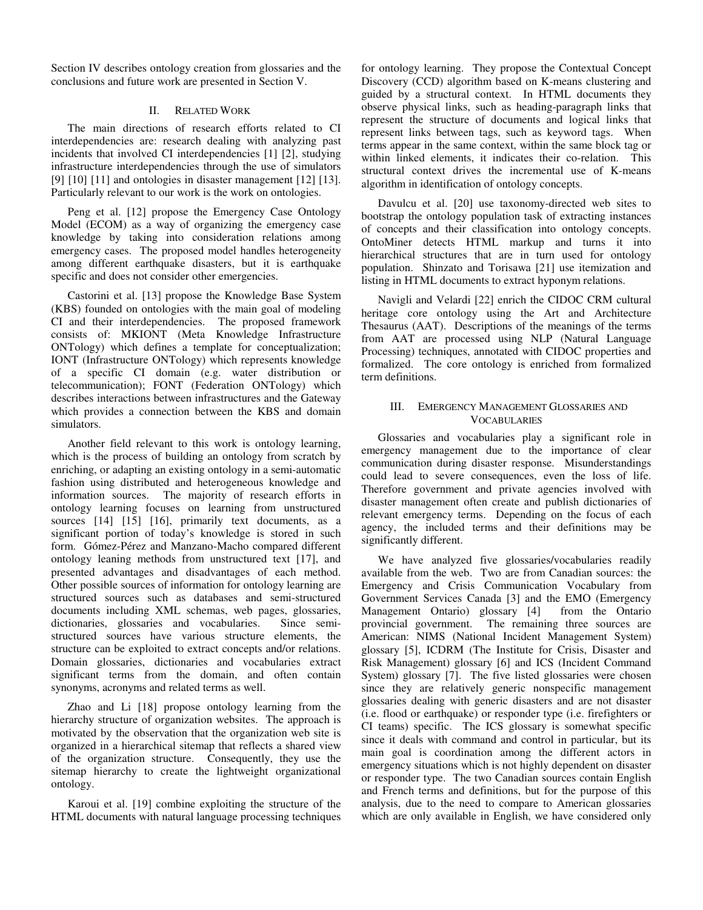Section IV describes ontology creation from glossaries and the conclusions and future work are presented in Section V.

## II. RELATED WORK

The main directions of research efforts related to CI interdependencies are: research dealing with analyzing past incidents that involved CI interdependencies [1] [2], studying infrastructure interdependencies through the use of simulators [9] [10] [11] and ontologies in disaster management [12] [13]. Particularly relevant to our work is the work on ontologies.

Peng et al. [12] propose the Emergency Case Ontology Model (ECOM) as a way of organizing the emergency case knowledge by taking into consideration relations among emergency cases. The proposed model handles heterogeneity among different earthquake disasters, but it is earthquake specific and does not consider other emergencies.

Castorini et al. [13] propose the Knowledge Base System (KBS) founded on ontologies with the main goal of modeling CI and their interdependencies. The proposed framework consists of: MKIONT (Meta Knowledge Infrastructure ONTology) which defines a template for conceptualization; IONT (Infrastructure ONTology) which represents knowledge of a specific CI domain (e.g. water distribution or telecommunication); FONT (Federation ONTology) which describes interactions between infrastructures and the Gateway which provides a connection between the KBS and domain simulators.

Another field relevant to this work is ontology learning, which is the process of building an ontology from scratch by enriching, or adapting an existing ontology in a semi-automatic fashion using distributed and heterogeneous knowledge and information sources. The majority of research efforts in ontology learning focuses on learning from unstructured sources [14] [15] [16], primarily text documents, as a significant portion of today's knowledge is stored in such form. Gómez-Pérez and Manzano-Macho compared different ontology leaning methods from unstructured text [17], and presented advantages and disadvantages of each method. Other possible sources of information for ontology learning are structured sources such as databases and semi-structured documents including XML schemas, web pages, glossaries, dictionaries, glossaries and vocabularies. Since semi-structured sources have various structure elements, the structure can be exploited to extract concepts and/or relations. Domain glossaries, dictionaries and vocabularies extract significant terms from the domain, and often contain synonyms, acronyms and related terms as well.

Zhao and Li [18] propose ontology learning from the hierarchy structure of organization websites. The approach is motivated by the observation that the organization web site is organized in a hierarchical sitemap that reflects a shared view of the organization structure. Consequently, they use the sitemap hierarchy to create the lightweight organizational ontology.

Karoui et al. [19] combine exploiting the structure of the HTML documents with natural language processing techniques for ontology learning. They propose the Contextual Concept Discovery (CCD) algorithm based on K-means clustering and guided by a structural context. In HTML documents they observe physical links, such as heading-paragraph links that represent the structure of documents and logical links that represent links between tags, such as keyword tags. When terms appear in the same context, within the same block tag or within linked elements, it indicates their co-relation. This structural context drives the incremental use of K-means algorithm in identification of ontology concepts.

Davulcu et al. [20] use taxonomy-directed web sites to bootstrap the ontology population task of extracting instances of concepts and their classification into ontology concepts. OntoMiner detects HTML markup and turns it into hierarchical structures that are in turn used for ontology population. Shinzato and Torisawa [21] use itemization and listing in HTML documents to extract hyponym relations.

Navigli and Velardi [22] enrich the CIDOC CRM cultural heritage core ontology using the Art and Architecture Thesaurus (AAT). Descriptions of the meanings of the terms from AAT are processed using NLP (Natural Language Processing) techniques, annotated with CIDOC properties and formalized. The core ontology is enriched from formalized term definitions.

## III. EMERGENCY MANAGEMENT GLOSSARIES AND VOCABULARIES

Glossaries and vocabularies play a significant role in emergency management due to the importance of clear communication during disaster response. Misunderstandings could lead to severe consequences, even the loss of life. Therefore government and private agencies involved with disaster management often create and publish dictionaries of relevant emergency terms. Depending on the focus of each agency, the included terms and their definitions may be significantly different.

We have analyzed five glossaries/vocabularies readily available from the web. Two are from Canadian sources: the Emergency and Crisis Communication Vocabulary from Government Services Canada [3] and the EMO (Emergency Management Ontario) glossary [4] from the Ontario provincial government. The remaining three sources are American: NIMS (National Incident Management System) glossary [5], ICDRM (The Institute for Crisis, Disaster and Risk Management) glossary [6] and ICS (Incident Command System) glossary [7]. The five listed glossaries were chosen since they are relatively generic nonspecific management glossaries dealing with generic disasters and are not disaster (i.e. flood or earthquake) or responder type (i.e. firefighters or CI teams) specific. The ICS glossary is somewhat specific since it deals with command and control in particular, but its main goal is coordination among the different actors in emergency situations which is not highly dependent on disaster or responder type. The two Canadian sources contain English and French terms and definitions, but for the purpose of this analysis, due to the need to compare to American glossaries which are only available in English, we have considered only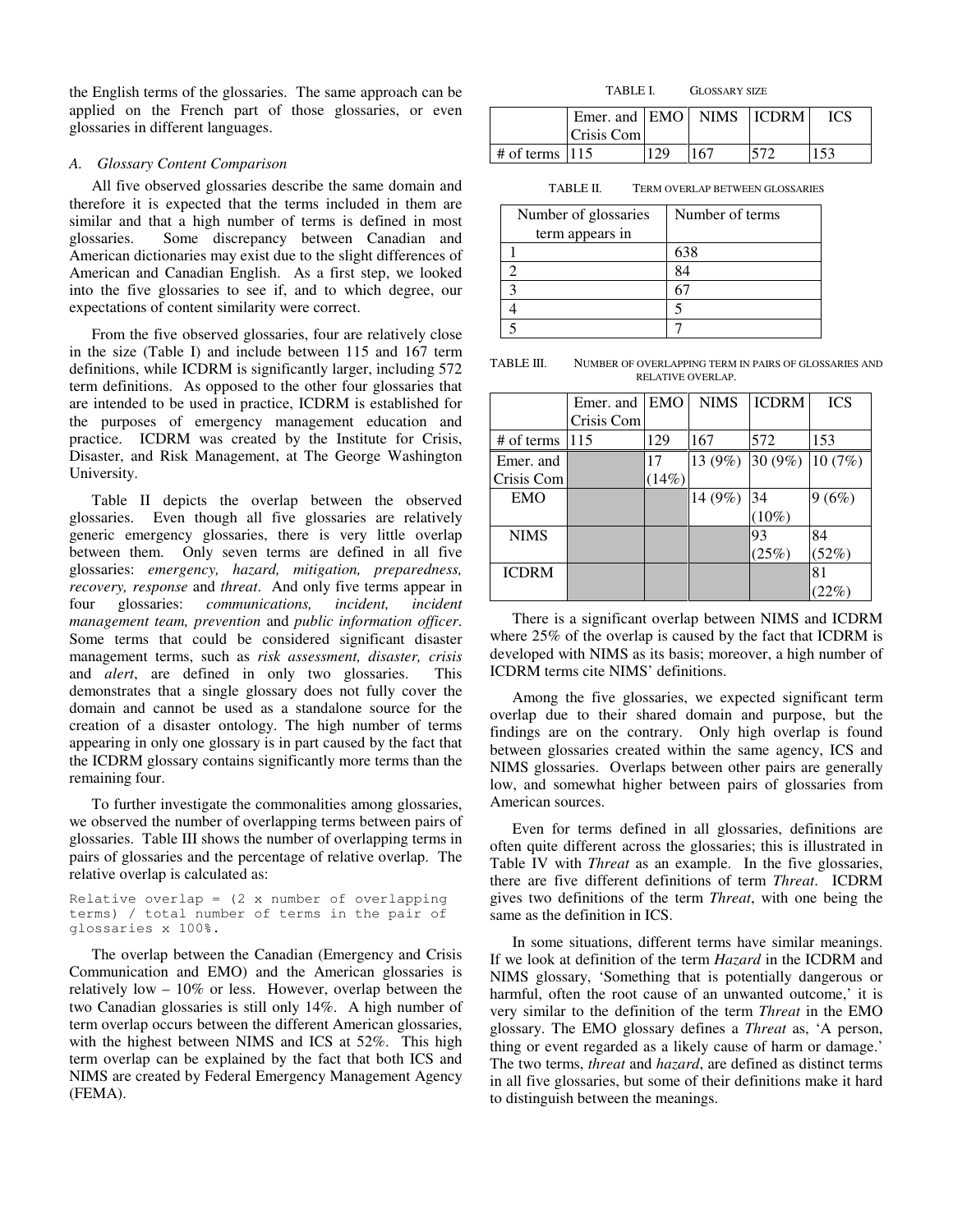the English terms of the glossaries. The same approach can be applied on the French part of those glossaries, or even glossaries in different languages.

### A. Glossary Content Comparison

All five observed glossaries describe the same domain and therefore it is expected that the terms included in them are similar and that a high number of terms is defined in most glossaries. Some discrepancy between Canadian and American dictionaries may exist due to the slight differences of American and Canadian English. As a first step, we looked into the five glossaries to see if, and to which degree, our expectations of content similarity were correct.

From the five observed glossaries, four are relatively close in the size (Table I) and include between 115 and 167 term definitions, while ICDRM is significantly larger, including 572 term definitions. As opposed to the other four glossaries that are intended to be used in practice, ICDRM is established for the purposes of emergency management education and practice. ICDRM was created by the Institute for Crisis, Disaster, and Risk Management, at The George Washington University.

Table II depicts the overlap between the observed glossaries. Even though all five glossaries are relatively generic emergency glossaries, there is very little overlap between them. Only seven terms are defined in all five glossaries: *emergency, hazard, mitigation, preparedness, recovery, response* and *threat*. And only five terms appear in four glossaries: *communications, incident, incident management team, prevention* and *public information officer*. Some terms that could be considered significant disaster management terms, such as *risk assessment, disaster, crisis* and *alert*, are defined in only two glossaries. This demonstrates that a single glossary does not fully cover the domain and cannot be used as a standalone source for the creation of a disaster ontology. The high number of terms appearing in only one glossary is in part caused by the fact that the ICDRM glossary contains significantly more terms than the remaining four.

To further investigate the commonalities among glossaries, we observed the number of overlapping terms between pairs of glossaries. Table III shows the number of overlapping terms in pairs of glossaries and the percentage of relative overlap. The relative overlap is calculated as:

```
Relative overlap = (2 x number of overlapping terms) / total number of terms in the pair of glossaries x 100%.
```

The overlap between the Canadian (Emergency and Crisis Communication and EMO) and the American glossaries is relatively low – 10% or less. However, overlap between the two Canadian glossaries is still only 14%. A high number of term overlap occurs between the different American glossaries, with the highest between NIMS and ICS at 52%. This high term overlap can be explained by the fact that both ICS and NIMS are created by Federal Emergency Management Agency (FEMA).

TABLE I. GLOSSARY SIZE

| | Emer. and Crisis Com | EMO | NIMS | ICDRM | ICS |
|---|---|---|---|---|---|
| # of terms | 115 | 129 | 167 | 572 | 153 |

TABLE II. TERM OVERLAP BETWEEN GLOSSARIES

| Number of glossaries term appears in | Number of terms |
|---|---|
| 1 | 638 |
| 2 | 84 |
| 3 | 67 |
| 4 | 5 |
| 5 | 7 |

TABLE III. NUMBER OF OVERLAPPING TERM IN PAIRS OF GLOSSARIES AND RELATIVE OVERLAP.

| | Emer. and Crisis Com | EMO | NIMS | ICDRM | ICS |
|---|---|---|---|---|---|
| # of terms | 115 | 129 | 167 | 572 | 153 |
| Emer. and Crisis Com | | 17 (14%) | 13 (9%) | 30 (9%) | 10 (7%) |
| EMO | | | 14 (9%) | 34 (10%) | 9 (6%) |
| NIMS | | | | 93 (25%) | 84 (52%) |
| ICDRM | | | | | 81 (22%) |

There is a significant overlap between NIMS and ICDRM where 25% of the overlap is caused by the fact that ICDRM is developed with NIMS as its basis; moreover, a high number of ICDRM terms cite NIMS' definitions.

Among the five glossaries, we expected significant term overlap due to their shared domain and purpose, but the findings are on the contrary. Only high overlap is found between glossaries created within the same agency, ICS and NIMS glossaries. Overlaps between other pairs are generally low, and somewhat higher between pairs of glossaries from American sources.

Even for terms defined in all glossaries, definitions are often quite different across the glossaries; this is illustrated in Table IV with *Threat* as an example. In the five glossaries, there are five different definitions of term *Threat*. ICDRM gives two definitions of the term *Threat*, with one being the same as the definition in ICS.

In some situations, different terms have similar meanings. If we look at definition of the term *Hazard* in the ICDRM and NIMS glossary, 'Something that is potentially dangerous or harmful, often the root cause of an unwanted outcome,' it is very similar to the definition of the term *Threat* in the EMO glossary. The EMO glossary defines a *Threat* as, 'A person, thing or event regarded as a likely cause of harm or damage.' The two terms, *threat* and *hazard*, are defined as distinct terms in all five glossaries, but some of their definitions make it hard to distinguish between the meanings.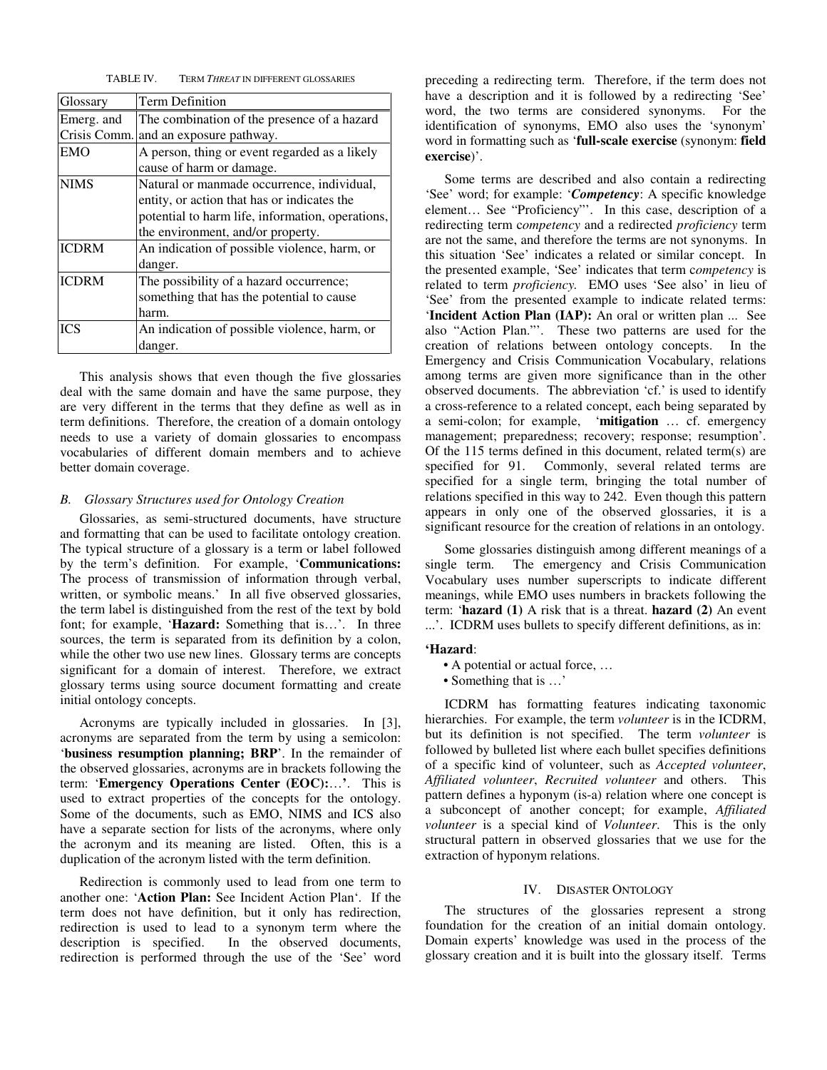TABLE IV. TERM *THREAT* IN DIFFERENT GLOSSARIES

| Glossary | Term Definition |
| --- | --- |
| Emerg. and Crisis Comm. | The combination of the presence of a hazard and an exposure pathway. |
| EMO | A person, thing or event regarded as a likely cause of harm or damage. |
| NIMS | Natural or manmade occurrence, individual, entity, or action that has or indicates the potential to harm life, information, operations, the environment, and/or property. |
| ICDRM | An indication of possible violence, harm, or danger. |
| ICDRM | The possibility of a hazard occurrence; something that has the potential to cause harm. |
| ICS | An indication of possible violence, harm, or danger. |

This analysis shows that even though the five glossaries deal with the same domain and have the same purpose, they are very different in the terms that they define as well as in term definitions. Therefore, the creation of a domain ontology needs to use a variety of domain glossaries to encompass vocabularies of different domain members and to achieve better domain coverage.

### *B. Glossary Structures used for Ontology Creation*

Glossaries, as semi-structured documents, have structure and formatting that can be used to facilitate ontology creation. The typical structure of a glossary is a term or label followed by the term's definition. For example, '**Communications:** The process of transmission of information through verbal, written, or symbolic means.' In all five observed glossaries, the term label is distinguished from the rest of the text by bold font; for example, '**Hazard:** Something that is…'. In three sources, the term is separated from its definition by a colon, while the other two use new lines. Glossary terms are concepts significant for a domain of interest. Therefore, we extract glossary terms using source document formatting and create initial ontology concepts.

Acronyms are typically included in glossaries. In [3], acronyms are separated from the term by using a semicolon: '**business resumption planning; BRP**'. In the remainder of the observed glossaries, acronyms are in brackets following the term: '**Emergency Operations Center (EOC):…'**. This is used to extract properties of the concepts for the ontology. Some of the documents, such as EMO, NIMS and ICS also have a separate section for lists of the acronyms, where only the acronym and its meaning are listed. Often, this is a duplication of the acronym listed with the term definition.

Redirection is commonly used to lead from one term to another one: '**Action Plan:** See Incident Action Plan'. If the term does not have definition, but it only has redirection, redirection is used to lead to a synonym term where the description is specified. In the observed documents, redirection is performed through the use of the 'See' word preceding a redirecting term. Therefore, if the term does not have a description and it is followed by a redirecting 'See' word, the two terms are considered synonyms. For the identification of synonyms, EMO also uses the 'synonym' word in formatting such as '**full-scale exercise** (synonym: **field exercise**)'.

Some terms are described and also contain a redirecting 'See' word; for example: '***Competency***: A specific knowledge element… See "Proficiency"'. In this case, description of a redirecting term c*ompetency* and a redirected *proficiency* term are not the same, and therefore the terms are not synonyms. In this situation 'See' indicates a related or similar concept. In the presented example, 'See' indicates that term c*ompetency* is related to term *proficiency.* EMO uses 'See also' in lieu of 'See' from the presented example to indicate related terms: '**Incident Action Plan (IAP):** An oral or written plan ... See also "Action Plan."'. These two patterns are used for the creation of relations between ontology concepts. In the Emergency and Crisis Communication Vocabulary, relations among terms are given more significance than in the other observed documents. The abbreviation 'cf.' is used to identify a cross-reference to a related concept, each being separated by a semi-colon; for example, '**mitigation** … cf. emergency management; preparedness; recovery; response; resumption'. Of the 115 terms defined in this document, related term(s) are specified for 91. Commonly, several related terms are specified for a single term, bringing the total number of relations specified in this way to 242. Even though this pattern appears in only one of the observed glossaries, it is a significant resource for the creation of relations in an ontology.

Some glossaries distinguish among different meanings of a single term. The emergency and Crisis Communication Vocabulary uses number superscripts to indicate different meanings, while EMO uses numbers in brackets following the term: '**hazard (1)** A risk that is a threat. **hazard (2)** An event ...'. ICDRM uses bullets to specify different definitions, as in:

**'Hazard**:

- A potential or actual force, …
- Something that is …'

ICDRM has formatting features indicating taxonomic hierarchies. For example, the term *volunteer* is in the ICDRM, but its definition is not specified. The term *volunteer* is followed by bulleted list where each bullet specifies definitions of a specific kind of volunteer, such as *Accepted volunteer*, *Affiliated volunteer*, *Recruited volunteer* and others. This pattern defines a hyponym (is-a) relation where one concept is a subconcept of another concept; for example, *Affiliated volunteer* is a special kind of *Volunteer*. This is the only structural pattern in observed glossaries that we use for the extraction of hyponym relations.

## IV. DISASTER ONTOLOGY

The structures of the glossaries represent a strong foundation for the creation of an initial domain ontology. Domain experts' knowledge was used in the process of the glossary creation and it is built into the glossary itself. Terms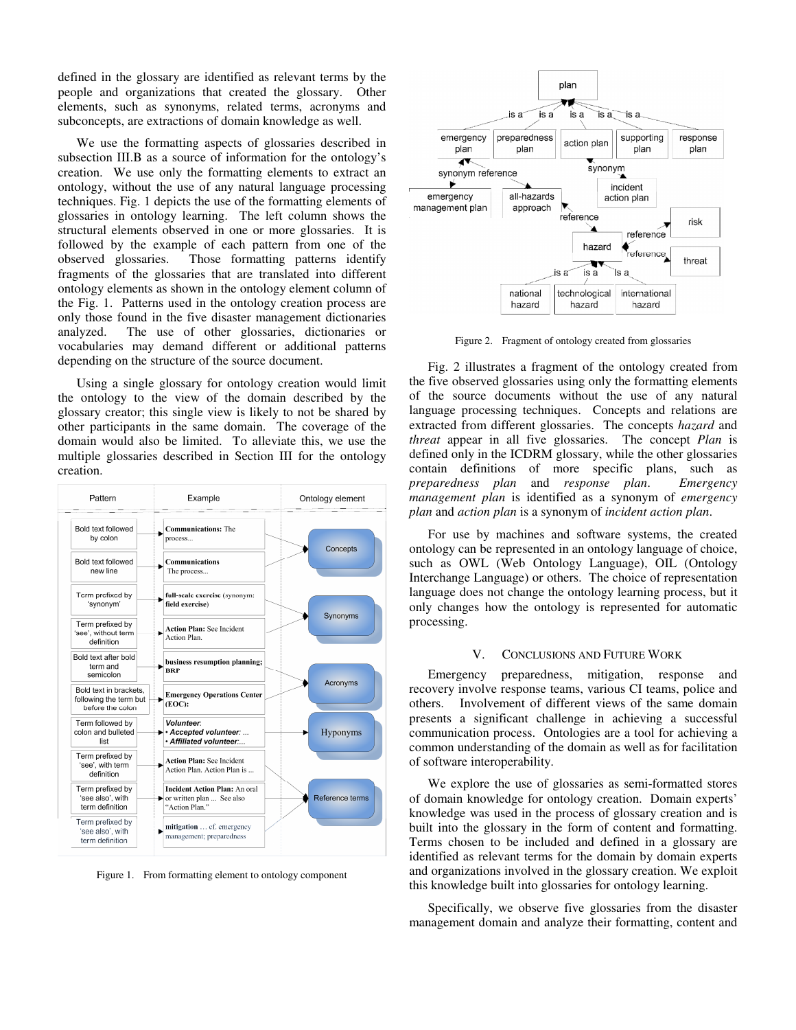defined in the glossary are identified as relevant terms by the people and organizations that created the glossary. Other elements, such as synonyms, related terms, acronyms and subconcepts, are extractions of domain knowledge as well.

We use the formatting aspects of glossaries described in subsection III.B as a source of information for the ontology's creation. We use only the formatting elements to extract an ontology, without the use of any natural language processing techniques. Fig. 1 depicts the use of the formatting elements of glossaries in ontology learning. The left column shows the structural elements observed in one or more glossaries. It is followed by the example of each pattern from one of the observed glossaries. Those formatting patterns identify fragments of the glossaries that are translated into different ontology elements as shown in the ontology element column of the Fig. 1. Patterns used in the ontology creation process are only those found in the five disaster management dictionaries analyzed. The use of other glossaries, dictionaries or vocabularies may demand different or additional patterns depending on the structure of the source document.

Using a single glossary for ontology creation would limit the ontology to the view of the domain described by the glossary creator; this single view is likely to not be shared by other participants in the same domain. The coverage of the domain would also be limited. To alleviate this, we use the multiple glossaries described in Section III for the ontology creation.

| Pattern | Example | Ontology element |
|---|---|---|
| Bold text followed by colon | **Communications:** The process... | Concepts |
| Bold text followed new line | **Communications** The process... | Concepts |
| Term prefixed by 'synonym' | **full-scale exercise** (synonym: **field exercise**) | Synonyms |
| Term prefixed by 'see', without term definition | **Action Plan:** See Incident Action Plan. | Synonyms |
| Bold text after bold term and semicolon | **business resumption planning; BRP** | Acronyms |
| Bold text in brackets, following the term but before the colon | **Emergency Operations Center (EOC):** | Acronyms |
| Term followed by colon and bulleted list | ***Volunteer*:** • ***Accepted volunteer*:** ... • ***Affiliated volunteer*:**... | Hyponyms |
| Term prefixed by 'see', with term definition | **Action Plan:** See Incident Action Plan. Action Plan is ... | Reference terms |
| Term prefixed by 'see also', with term definition | **Incident Action Plan:** An oral or written plan ... See also "Action Plan." | Reference terms |
| Term prefixed by 'see also', with term definition | **mitigation** ... cf. emergency management; preparedness | Reference terms |

Figure 1. From formatting element to ontology component

Figure 2. Fragment of ontology created from glossaries

Fig. 2 illustrates a fragment of the ontology created from the five observed glossaries using only the formatting elements of the source documents without the use of any natural language processing techniques. Concepts and relations are extracted from different glossaries. The concepts *hazard* and *threat* appear in all five glossaries. The concept *Plan* is defined only in the ICDRM glossary, while the other glossaries contain definitions of more specific plans, such as *preparedness plan* and *response plan*. *Emergency management plan* is identified as a synonym of *emergency plan* and *action plan* is a synonym of *incident action plan*.

For use by machines and software systems, the created ontology can be represented in an ontology language of choice, such as OWL (Web Ontology Language), OIL (Ontology Interchange Language) or others. The choice of representation language does not change the ontology learning process, but it only changes how the ontology is represented for automatic processing.

## V. Conclusions and Future Work

Emergency preparedness, mitigation, response and recovery involve response teams, various CI teams, police and others. Involvement of different views of the same domain presents a significant challenge in achieving a successful communication process. Ontologies are a tool for achieving a common understanding of the domain as well as for facilitation of software interoperability.

We explore the use of glossaries as semi-formatted stores of domain knowledge for ontology creation. Domain experts' knowledge was used in the process of glossary creation and is built into the glossary in the form of content and formatting. Terms chosen to be included and defined in a glossary are identified as relevant terms for the domain by domain experts and organizations involved in the glossary creation. We exploit this knowledge built into glossaries for ontology learning.

Specifically, we observe five glossaries from the disaster management domain and analyze their formatting, content and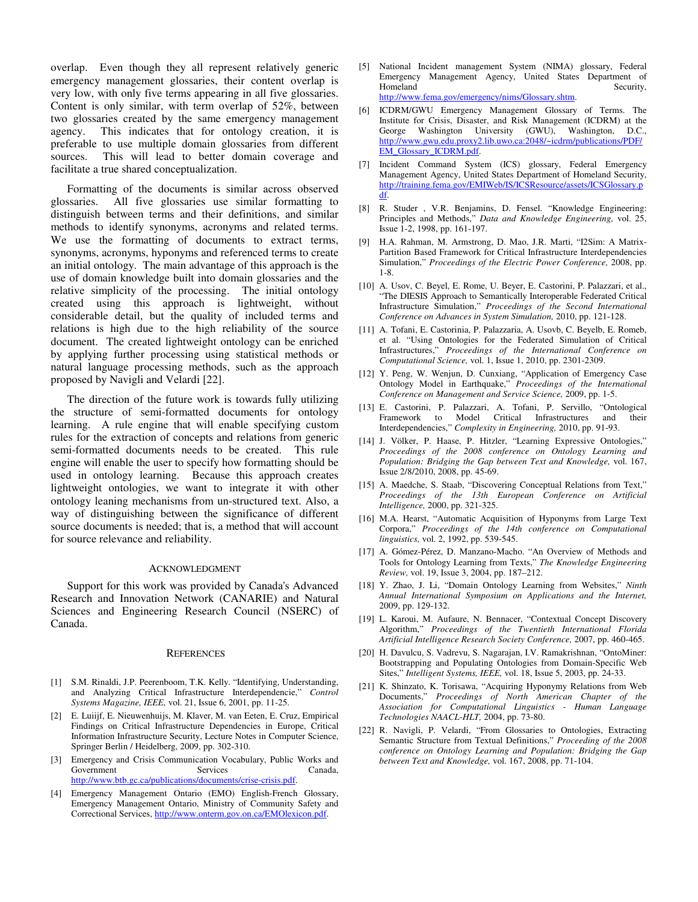overlap. Even though they all represent relatively generic emergency management glossaries, their content overlap is very low, with only five terms appearing in all five glossaries. Content is only similar, with term overlap of 52%, between two glossaries created by the same emergency management agency. This indicates that for ontology creation, it is preferable to use multiple domain glossaries from different sources. This will lead to better domain coverage and facilitate a true shared conceptualization.

Formatting of the documents is similar across observed glossaries. All five glossaries use similar formatting to distinguish between terms and their definitions, and similar methods to identify synonyms, acronyms and related terms. We use the formatting of documents to extract terms, synonyms, acronyms, hyponyms and referenced terms to create an initial ontology. The main advantage of this approach is the use of domain knowledge built into domain glossaries and the relative simplicity of the processing. The initial ontology created using this approach is lightweight, without considerable detail, but the quality of included terms and relations is high due to the high reliability of the source document. The created lightweight ontology can be enriched by applying further processing using statistical methods or natural language processing methods, such as the approach proposed by Navigli and Velardi [22].

The direction of the future work is towards fully utilizing the structure of semi-formatted documents for ontology learning. A rule engine that will enable specifying custom rules for the extraction of concepts and relations from generic semi-formatted documents needs to be created. This rule engine will enable the user to specify how formatting should be used in ontology learning. Because this approach creates lightweight ontologies, we want to integrate it with other ontology leaning mechanisms from un-structured text. Also, a way of distinguishing between the significance of different source documents is needed; that is, a method that will account for source relevance and reliability.

## Acknowledgment

Support for this work was provided by Canada's Advanced Research and Innovation Network (CANARIE) and Natural Sciences and Engineering Research Council (NSERC) of Canada.

## References

[1] S.M. Rinaldi, J.P. Peerenboom, T.K. Kelly. "Identifying, Understanding, and Analyzing Critical Infrastructure Interdependencie," *Control Systems Magazine, IEEE,* vol. 21, Issue 6, 2001, pp. 11-25.

[2] E. Luiijf, E. Nieuwenhuijs, M. Klaver, M. van Eeten, E. Cruz, Empirical Findings on Critical Infrastructure Dependencies in Europe, Critical Information Infrastructure Security, Lecture Notes in Computer Science, Springer Berlin / Heidelberg, 2009, pp. 302-310.

[3] Emergency and Crisis Communication Vocabulary, Public Works and Government Services Canada, http://www.btb.gc.ca/publications/documents/crise-crisis.pdf.

[4] Emergency Management Ontario (EMO) English-French Glossary, Emergency Management Ontario, Ministry of Community Safety and Correctional Services, http://www.onterm.gov.on.ca/EMOlexicon.pdf.

[5] National Incident management System (NIMA) glossary, Federal Emergency Management Agency, United States Department of Homeland Security, http://www.fema.gov/emergency/nims/Glossary.shtm.

[6] ICDRM/GWU Emergency Management Glossary of Terms. The Institute for Crisis, Disaster, and Risk Management (ICDRM) at the George Washington University (GWU), Washington, D.C., http://www.gwu.edu.proxy2.lib.uwo.ca:2048/~icdrm/publications/PDF/EM_Glossary_ICDRM.pdf.

[7] Incident Command System (ICS) glossary, Federal Emergency Management Agency, United States Department of Homeland Security, http://training.fema.gov/EMIWeb/IS/ICSResource/assets/ICSGlossary.pdf.

[8] R. Studer , V.R. Benjamins, D. Fensel. "Knowledge Engineering: Principles and Methods," *Data and Knowledge Engineering,* vol. 25, Issue 1-2, 1998, pp. 161-197.

[9] H.A. Rahman, M. Armstrong, D. Mao, J.R. Marti, "I2Sim: A Matrix-Partition Based Framework for Critical Infrastructure Interdependencies Simulation," *Proceedings of the Electric Power Conference,* 2008, pp. 1-8.

[10] A. Usov, C. Beyel, E. Rome, U. Beyer, E. Castorini, P. Palazzari, et al., "The DIESIS Approach to Semantically Interoperable Federated Critical Infrastructure Simulation," *Proceedings of the Second International Conference on Advances in System Simulation,* 2010, pp. 121-128.

[11] A. Tofani, E. Castorinia, P. Palazzaria, A. Usovb, C. Beyelb, E. Romeb, et al. "Using Ontologies for the Federated Simulation of Critical Infrastructures," *Proceedings of the International Conference on Computational Science,* vol. 1, Issue 1, 2010, pp. 2301-2309.

[12] Y. Peng, W. Wenjun, D. Cunxiang, "Application of Emergency Case Ontology Model in Earthquake," *Proceedings of the International Conference on Management and Service Science,* 2009, pp. 1-5.

[13] E. Castorini, P. Palazzari, A. Tofani, P. Servillo, "Ontological Framework to Model Critical Infrastructures and their Interdependencies," *Complexity in Engineering,* 2010, pp. 91-93.

[14] J. Völker, P. Haase, P. Hitzler, "Learning Expressive Ontologies," *Proceedings of the 2008 conference on Ontology Learning and Population: Bridging the Gap between Text and Knowledge,* vol. 167, Issue 2/8/2010, 2008, pp. 45-69.

[15] A. Maedche, S. Staab, "Discovering Conceptual Relations from Text," *Proceedings of the 13th European Conference on Artificial Intelligence,* 2000, pp. 321-325.

[16] M.A. Hearst, "Automatic Acquisition of Hyponyms from Large Text Corpora," *Proceedings of the 14th conference on Computational linguistics,* vol. 2, 1992, pp. 539-545.

[17] A. Gómez-Pérez, D. Manzano-Macho. "An Overview of Methods and Tools for Ontology Learning from Texts," *The Knowledge Engineering Review,* vol. 19, Issue 3, 2004, pp. 187–212.

[18] Y. Zhao, J. Li, "Domain Ontology Learning from Websites," *Ninth Annual International Symposium on Applications and the Internet,* 2009, pp. 129-132.

[19] L. Karoui, M. Aufaure, N. Bennacer, "Contextual Concept Discovery Algorithm," *Proceedings of the Twentieth International Florida Artificial Intelligence Research Society Conference,* 2007, pp. 460-465.

[20] H. Davulcu, S. Vadrevu, S. Nagarajan, I.V. Ramakrishnan, "OntoMiner: Bootstrapping and Populating Ontologies from Domain-Specific Web Sites," *Intelligent Systems, IEEE,* vol. 18, Issue 5, 2003, pp. 24-33.

[21] K. Shinzato, K. Torisawa, "Acquiring Hyponymy Relations from Web Documents," *Proceedings of North American Chapter of the Association for Computational Linguistics - Human Language Technologies NAACL-HLT,* 2004, pp. 73-80.

[22] R. Navigli, P. Velardi, "From Glossaries to Ontologies, Extracting Semantic Structure from Textual Definitions," *Proceeding of the 2008 conference on Ontology Learning and Population: Bridging the Gap between Text and Knowledge,* vol. 167, 2008, pp. 71-104.